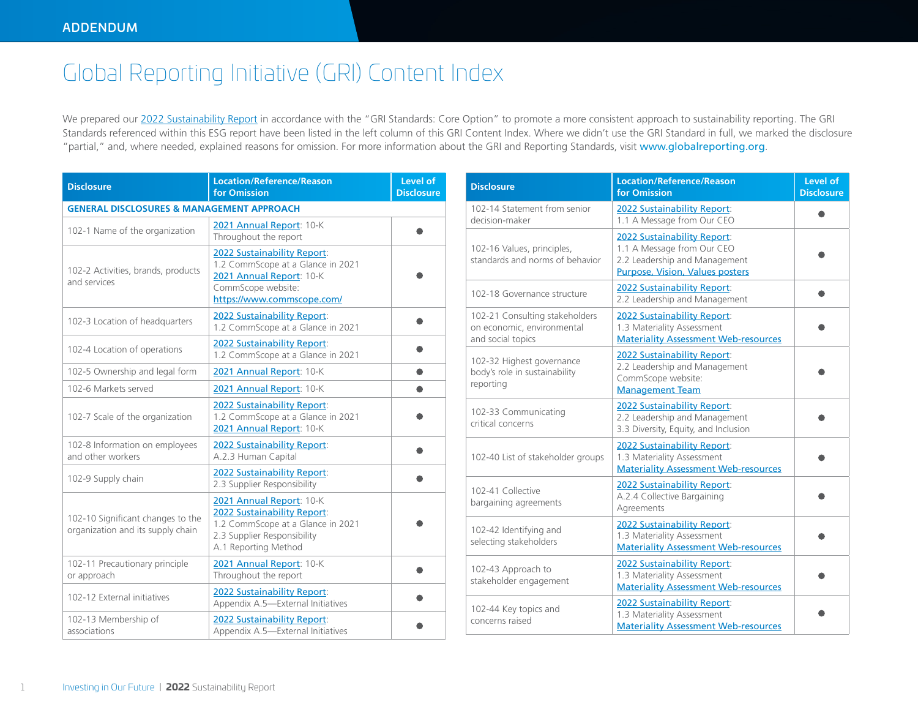ADDENDUM

# Global Reporting Initiative (GRI) Content Index

We prepared our 2022 Sustainability Report in accordance with the "GRI Standards: Core Option" to promote a more consistent approach to sustainability reporting. The GRI Standards referenced within this ESG report have been listed in the left column of this GRI Content Index. Where we didn't use the GRI Standard in full, we marked the disclosure "partial," and, where needed, explained reasons for omission. For more information about the GRI and Reporting Standards, visit www.globalreporting.org.

| Disclosure | Location/Reference/Reason for Omission | Level of Disclosure |
|---|---|---|
| **GENERAL DISCLOSURES & MANAGEMENT APPROACH** | | |
| 102-1 Name of the organization | 2021 Annual Report: 10-K<br>Throughout the report | ● |
| 102-2 Activities, brands, products and services | 2022 Sustainability Report:<br>1.2 CommScope at a Glance in 2021<br>2021 Annual Report: 10-K<br>CommScope website:<br>https://www.commscope.com/ | ● |
| 102-3 Location of headquarters | 2022 Sustainability Report:<br>1.2 CommScope at a Glance in 2021 | ● |
| 102-4 Location of operations | 2022 Sustainability Report:<br>1.2 CommScope at a Glance in 2021 | ● |
| 102-5 Ownership and legal form | 2021 Annual Report: 10-K | ● |
| 102-6 Markets served | 2021 Annual Report: 10-K | ● |
| 102-7 Scale of the organization | 2022 Sustainability Report:<br>1.2 CommScope at a Glance in 2021<br>2021 Annual Report: 10-K | ● |
| 102-8 Information on employees and other workers | 2022 Sustainability Report:<br>A.2.3 Human Capital | ● |
| 102-9 Supply chain | 2022 Sustainability Report:<br>2.3 Supplier Responsibility | ● |
| 102-10 Significant changes to the organization and its supply chain | 2021 Annual Report: 10-K<br>2022 Sustainability Report:<br>1.2 CommScope at a Glance in 2021<br>2.3 Supplier Responsibility<br>A.1 Reporting Method | ● |
| 102-11 Precautionary principle or approach | 2021 Annual Report: 10-K<br>Throughout the report | ● |
| 102-12 External initiatives | 2022 Sustainability Report:<br>Appendix A.5—External Initiatives | ● |
| 102-13 Membership of associations | 2022 Sustainability Report:<br>Appendix A.5—External Initiatives | ● |
| 102-14 Statement from senior decision-maker | 2022 Sustainability Report:<br>1.1 A Message from Our CEO | ● |
| 102-16 Values, principles, standards and norms of behavior | 2022 Sustainability Report:<br>1.1 A Message from Our CEO<br>2.2 Leadership and Management<br>Purpose, Vision, Values posters | ● |
| 102-18 Governance structure | 2022 Sustainability Report:<br>2.2 Leadership and Management | ● |
| 102-21 Consulting stakeholders on economic, environmental and social topics | 2022 Sustainability Report:<br>1.3 Materiality Assessment<br>Materiality Assessment Web-resources | ● |
| 102-32 Highest governance body's role in sustainability reporting | 2022 Sustainability Report:<br>2.2 Leadership and Management<br>CommScope website:<br>Management Team | ● |
| 102-33 Communicating critical concerns | 2022 Sustainability Report:<br>2.2 Leadership and Management<br>3.3 Diversity, Equity, and Inclusion | ● |
| 102-40 List of stakeholder groups | 2022 Sustainability Report:<br>1.3 Materiality Assessment<br>Materiality Assessment Web-resources | ● |
| 102-41 Collective bargaining agreements | 2022 Sustainability Report:<br>A.2.4 Collective Bargaining Agreements | ● |
| 102-42 Identifying and selecting stakeholders | 2022 Sustainability Report:<br>1.3 Materiality Assessment<br>Materiality Assessment Web-resources | ● |
| 102-43 Approach to stakeholder engagement | 2022 Sustainability Report:<br>1.3 Materiality Assessment<br>Materiality Assessment Web-resources | ● |
| 102-44 Key topics and concerns raised | 2022 Sustainability Report:<br>1.3 Materiality Assessment<br>Materiality Assessment Web-resources | ● |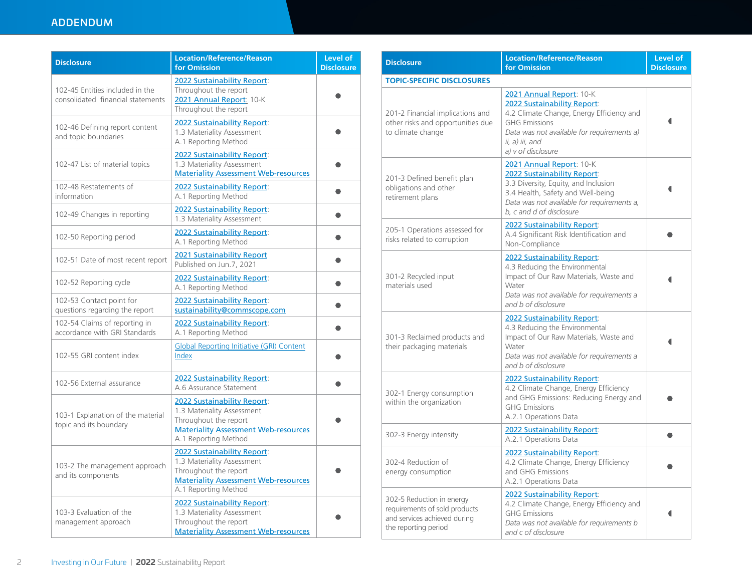## ADDENDUM

| Disclosure | Location/Reference/Reason for Omission | Level of Disclosure |
|---|---|---|
| 102-45 Entities included in the consolidated financial statements | 2022 Sustainability Report: Throughout the report 2021 Annual Report: 10-K Throughout the report | ● |
| 102-46 Defining report content and topic boundaries | 2022 Sustainability Report: 1.3 Materiality Assessment A.1 Reporting Method | ● |
| 102-47 List of material topics | 2022 Sustainability Report: 1.3 Materiality Assessment Materiality Assessment Web-resources | ● |
| 102-48 Restatements of information | 2022 Sustainability Report: A.1 Reporting Method | ● |
| 102-49 Changes in reporting | 2022 Sustainability Report: 1.3 Materiality Assessment | ● |
| 102-50 Reporting period | 2022 Sustainability Report: A.1 Reporting Method | ● |
| 102-51 Date of most recent report | 2021 Sustainability Report Published on Jun.7, 2021 | ● |
| 102-52 Reporting cycle | 2022 Sustainability Report: A.1 Reporting Method | ● |
| 102-53 Contact point for questions regarding the report | 2022 Sustainability Report: sustainability@commscope.com | ● |
| 102-54 Claims of reporting in accordance with GRI Standards | 2022 Sustainability Report: A.1 Reporting Method | ● |
| 102-55 GRI content index | Global Reporting Initiative (GRI) Content Index | ● |
| 102-56 External assurance | 2022 Sustainability Report: A.6 Assurance Statement | ● |
| 103-1 Explanation of the material topic and its boundary | 2022 Sustainability Report: 1.3 Materiality Assessment Throughout the report Materiality Assessment Web-resources A.1 Reporting Method | ● |
| 103-2 The management approach and its components | 2022 Sustainability Report: 1.3 Materiality Assessment Throughout the report Materiality Assessment Web-resources A.1 Reporting Method | ● |
| 103-3 Evaluation of the management approach | 2022 Sustainability Report: 1.3 Materiality Assessment Throughout the report Materiality Assessment Web-resources | ● |

| Disclosure | Location/Reference/Reason for Omission | Level of Disclosure |
|---|---|---|
| **TOPIC-SPECIFIC DISCLOSURES** | | |
| 201-2 Financial implications and other risks and opportunities due to climate change | 2021 Annual Report: 10-K 2022 Sustainability Report: 4.2 Climate Change, Energy Efficiency and GHG Emissions *Data was not available for requirements a) ii, a) iii, and a) v of disclosure* | ◖ |
| 201-3 Defined benefit plan obligations and other retirement plans | 2021 Annual Report: 10-K 2022 Sustainability Report: 3.3 Diversity, Equity, and Inclusion 3.4 Health, Safety and Well-being *Data was not available for requirements a, b, c and d of disclosure* | ◖ |
| 205-1 Operations assessed for risks related to corruption | 2022 Sustainability Report: A.4 Significant Risk Identification and Non-Compliance | ● |
| 301-2 Recycled input materials used | 2022 Sustainability Report: 4.3 Reducing the Environmental Impact of Our Raw Materials, Waste and Water *Data was not available for requirements a and b of disclosure* | ◖ |
| 301-3 Reclaimed products and their packaging materials | 2022 Sustainability Report: 4.3 Reducing the Environmental Impact of Our Raw Materials, Waste and Water *Data was not available for requirements a and b of disclosure* | ◖ |
| 302-1 Energy consumption within the organization | 2022 Sustainability Report: 4.2 Climate Change, Energy Efficiency and GHG Emissions: Reducing Energy and GHG Emissions A.2.1 Operations Data | ● |
| 302-3 Energy intensity | 2022 Sustainability Report: A.2.1 Operations Data | ● |
| 302-4 Reduction of energy consumption | 2022 Sustainability Report: 4.2 Climate Change, Energy Efficiency and GHG Emissions A.2.1 Operations Data | ● |
| 302-5 Reduction in energy requirements of sold products and services achieved during the reporting period | 2022 Sustainability Report: 4.2 Climate Change, Energy Efficiency and GHG Emissions *Data was not available for requirements b and c of disclosure* | ◖ |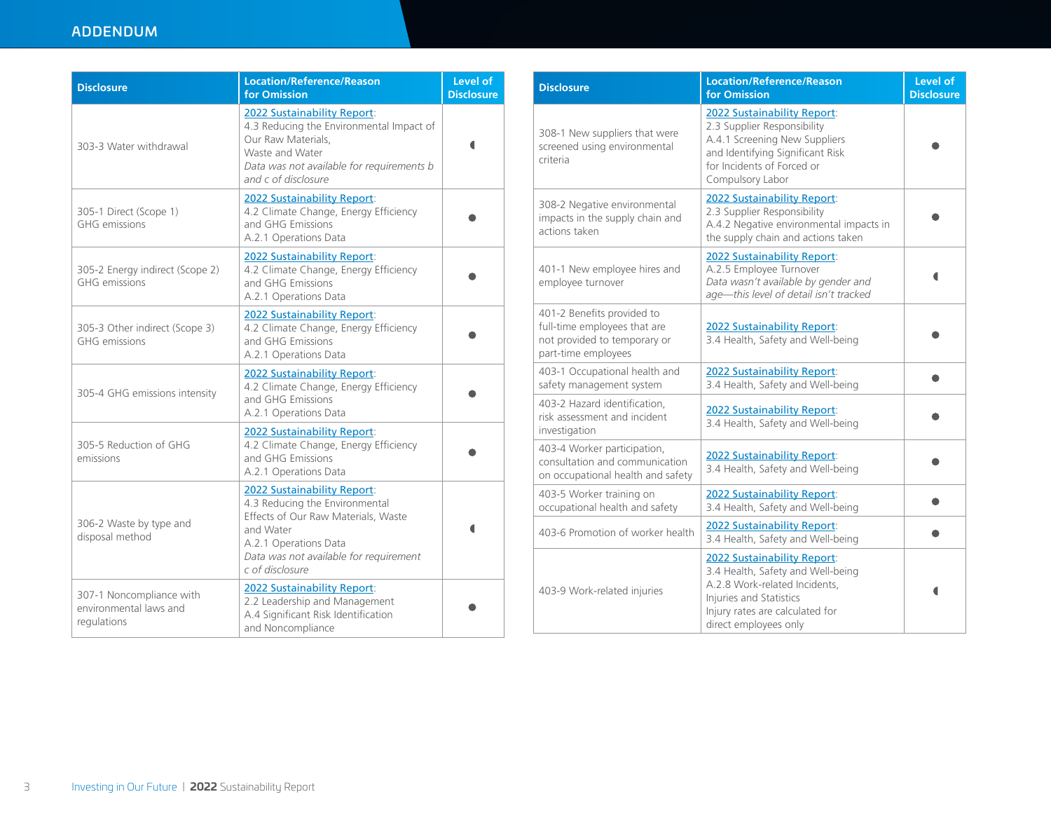## ADDENDUM

| Disclosure | Location/Reference/Reason for Omission | Level of Disclosure |
|---|---|---|
| 303-3 Water withdrawal | 2022 Sustainability Report: 4.3 Reducing the Environmental Impact of Our Raw Materials, Waste and Water *Data was not available for requirements b and c of disclosure* | ◖ |
| 305-1 Direct (Scope 1) GHG emissions | 2022 Sustainability Report: 4.2 Climate Change, Energy Efficiency and GHG Emissions A.2.1 Operations Data | ● |
| 305-2 Energy indirect (Scope 2) GHG emissions | 2022 Sustainability Report: 4.2 Climate Change, Energy Efficiency and GHG Emissions A.2.1 Operations Data | ● |
| 305-3 Other indirect (Scope 3) GHG emissions | 2022 Sustainability Report: 4.2 Climate Change, Energy Efficiency and GHG Emissions A.2.1 Operations Data | ● |
| 305-4 GHG emissions intensity | 2022 Sustainability Report: 4.2 Climate Change, Energy Efficiency and GHG Emissions A.2.1 Operations Data | ● |
| 305-5 Reduction of GHG emissions | 2022 Sustainability Report: 4.2 Climate Change, Energy Efficiency and GHG Emissions A.2.1 Operations Data | ● |
| 306-2 Waste by type and disposal method | 2022 Sustainability Report: 4.3 Reducing the Environmental Effects of Our Raw Materials, Waste and Water A.2.1 Operations Data *Data was not available for requirement c of disclosure* | ◖ |
| 307-1 Noncompliance with environmental laws and regulations | 2022 Sustainability Report: 2.2 Leadership and Management A.4 Significant Risk Identification and Noncompliance | ● |

| Disclosure | Location/Reference/Reason for Omission | Level of Disclosure |
|---|---|---|
| 308-1 New suppliers that were screened using environmental criteria | 2022 Sustainability Report: 2.3 Supplier Responsibility A.4.1 Screening New Suppliers and Identifying Significant Risk for Incidents of Forced or Compulsory Labor | ● |
| 308-2 Negative environmental impacts in the supply chain and actions taken | 2022 Sustainability Report: 2.3 Supplier Responsibility A.4.2 Negative environmental impacts in the supply chain and actions taken | ● |
| 401-1 New employee hires and employee turnover | 2022 Sustainability Report: A.2.5 Employee Turnover *Data wasn't available by gender and age—this level of detail isn't tracked* | ◖ |
| 401-2 Benefits provided to full-time employees that are not provided to temporary or part-time employees | 2022 Sustainability Report: 3.4 Health, Safety and Well-being | ● |
| 403-1 Occupational health and safety management system | 2022 Sustainability Report: 3.4 Health, Safety and Well-being | ● |
| 403-2 Hazard identification, risk assessment and incident investigation | 2022 Sustainability Report: 3.4 Health, Safety and Well-being | ● |
| 403-4 Worker participation, consultation and communication on occupational health and safety | 2022 Sustainability Report: 3.4 Health, Safety and Well-being | ● |
| 403-5 Worker training on occupational health and safety | 2022 Sustainability Report: 3.4 Health, Safety and Well-being | ● |
| 403-6 Promotion of worker health | 2022 Sustainability Report: 3.4 Health, Safety and Well-being | ● |
| 403-9 Work-related injuries | 2022 Sustainability Report: 3.4 Health, Safety and Well-being A.2.8 Work-related Incidents, Injuries and Statistics Injury rates are calculated for direct employees only | ◖ |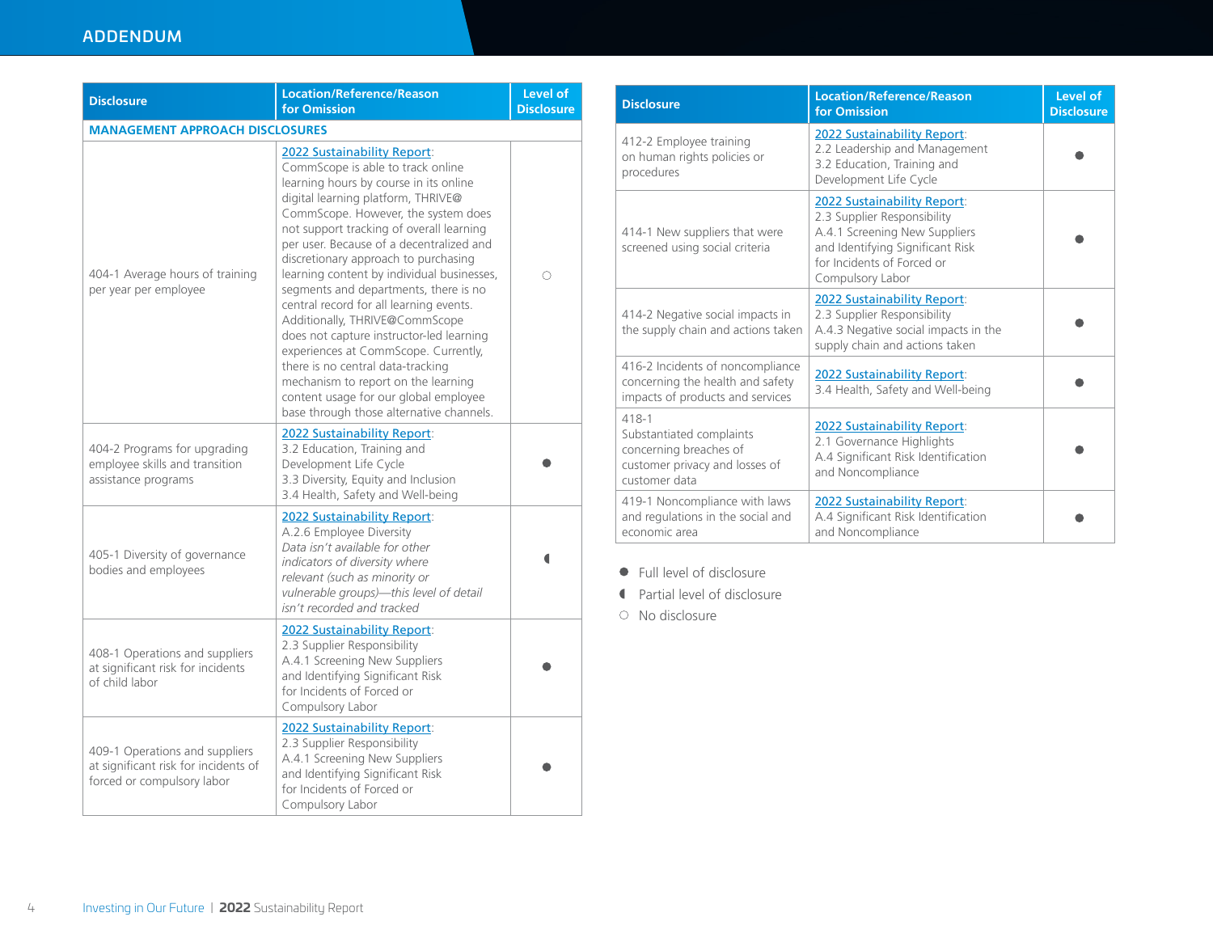## ADDENDUM

| Disclosure | Location/Reference/Reason for Omission | Level of Disclosure |
|---|---|---|
| **MANAGEMENT APPROACH DISCLOSURES** | | |
| 404-1 Average hours of training per year per employee | 2022 Sustainability Report: CommScope is able to track online learning hours by course in its online digital learning platform, THRIVE@CommScope. However, the system does not support tracking of overall learning per user. Because of a decentralized and discretionary approach to purchasing learning content by individual businesses, segments and departments, there is no central record for all learning events. Additionally, THRIVE@CommScope does not capture instructor-led learning experiences at CommScope. Currently, there is no central data-tracking mechanism to report on the learning content usage for our global employee base through those alternative channels. | ○ |
| 404-2 Programs for upgrading employee skills and transition assistance programs | 2022 Sustainability Report: 3.2 Education, Training and Development Life Cycle 3.3 Diversity, Equity and Inclusion 3.4 Health, Safety and Well-being | ● |
| 405-1 Diversity of governance bodies and employees | 2022 Sustainability Report: A.2.6 Employee Diversity *Data isn't available for other indicators of diversity where relevant (such as minority or vulnerable groups)—this level of detail isn't recorded and tracked* | ◖ |
| 408-1 Operations and suppliers at significant risk for incidents of child labor | 2022 Sustainability Report: 2.3 Supplier Responsibility A.4.1 Screening New Suppliers and Identifying Significant Risk for Incidents of Forced or Compulsory Labor | ● |
| 409-1 Operations and suppliers at significant risk for incidents of forced or compulsory labor | 2022 Sustainability Report: 2.3 Supplier Responsibility A.4.1 Screening New Suppliers and Identifying Significant Risk for Incidents of Forced or Compulsory Labor | ● |
| 412-2 Employee training on human rights policies or procedures | 2022 Sustainability Report: 2.2 Leadership and Management 3.2 Education, Training and Development Life Cycle | ● |
| 414-1 New suppliers that were screened using social criteria | 2022 Sustainability Report: 2.3 Supplier Responsibility A.4.1 Screening New Suppliers and Identifying Significant Risk for Incidents of Forced or Compulsory Labor | ● |
| 414-2 Negative social impacts in the supply chain and actions taken | 2022 Sustainability Report: 2.3 Supplier Responsibility A.4.3 Negative social impacts in the supply chain and actions taken | ● |
| 416-2 Incidents of noncompliance concerning the health and safety impacts of products and services | 2022 Sustainability Report: 3.4 Health, Safety and Well-being | ● |
| 418-1 Substantiated complaints concerning breaches of customer privacy and losses of customer data | 2022 Sustainability Report: 2.1 Governance Highlights A.4 Significant Risk Identification and Noncompliance | ● |
| 419-1 Noncompliance with laws and regulations in the social and economic area | 2022 Sustainability Report: A.4 Significant Risk Identification and Noncompliance | ● |

● Full level of disclosure
◖ Partial level of disclosure
○ No disclosure